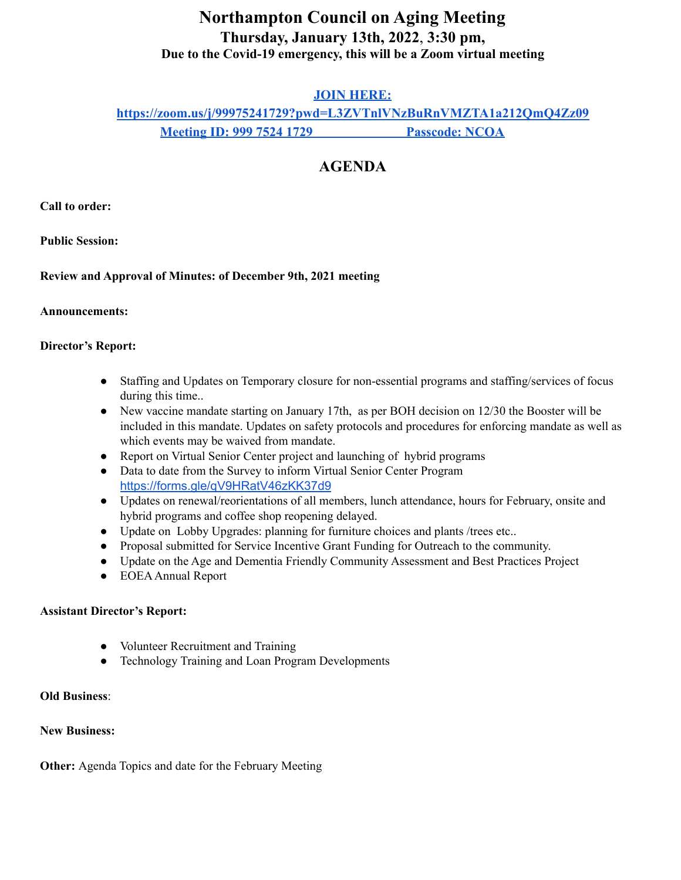# Northampton Council on Aging Meeting

## Thursday, January 13th, 2022, 3:30 pm,

### Due to the Covid-19 emergency, this will be a Zoom virtual meeting

**JOIN HERE:**
**https://zoom.us/j/99975241729?pwd=L3ZVTnlVNzBuRnVMZTA1a212QmQ4Zz09**
**Meeting ID: 999 7524 1729 Passcode: NCOA**

## AGENDA

**Call to order:**

**Public Session:**

**Review and Approval of Minutes: of December 9th, 2021 meeting**

**Announcements:**

**Director's Report:**

- Staffing and Updates on Temporary closure for non-essential programs and staffing/services of focus during this time..
- New vaccine mandate starting on January 17th, as per BOH decision on 12/30 the Booster will be included in this mandate. Updates on safety protocols and procedures for enforcing mandate as well as which events may be waived from mandate.
- Report on Virtual Senior Center project and launching of hybrid programs
- Data to date from the Survey to inform Virtual Senior Center Program https://forms.gle/qV9HRatV46zKK37d9
- Updates on renewal/reorientations of all members, lunch attendance, hours for February, onsite and hybrid programs and coffee shop reopening delayed.
- Update on Lobby Upgrades: planning for furniture choices and plants /trees etc..
- Proposal submitted for Service Incentive Grant Funding for Outreach to the community.
- Update on the Age and Dementia Friendly Community Assessment and Best Practices Project
- EOEA Annual Report

**Assistant Director's Report:**

- Volunteer Recruitment and Training
- Technology Training and Loan Program Developments

**Old Business**:

**New Business:**

**Other:** Agenda Topics and date for the February Meeting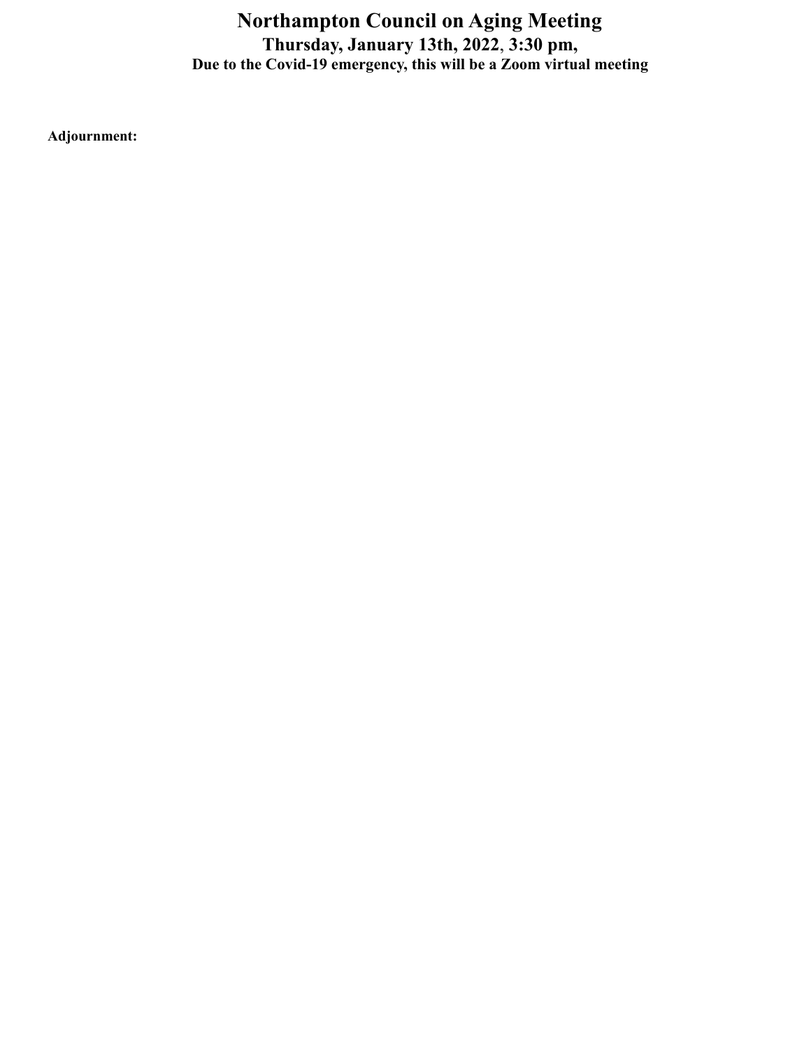# Northampton Council on Aging Meeting

## Thursday, January 13th, 2022, 3:30 pm,

### Due to the Covid-19 emergency, this will be a Zoom virtual meeting

**Adjournment:**